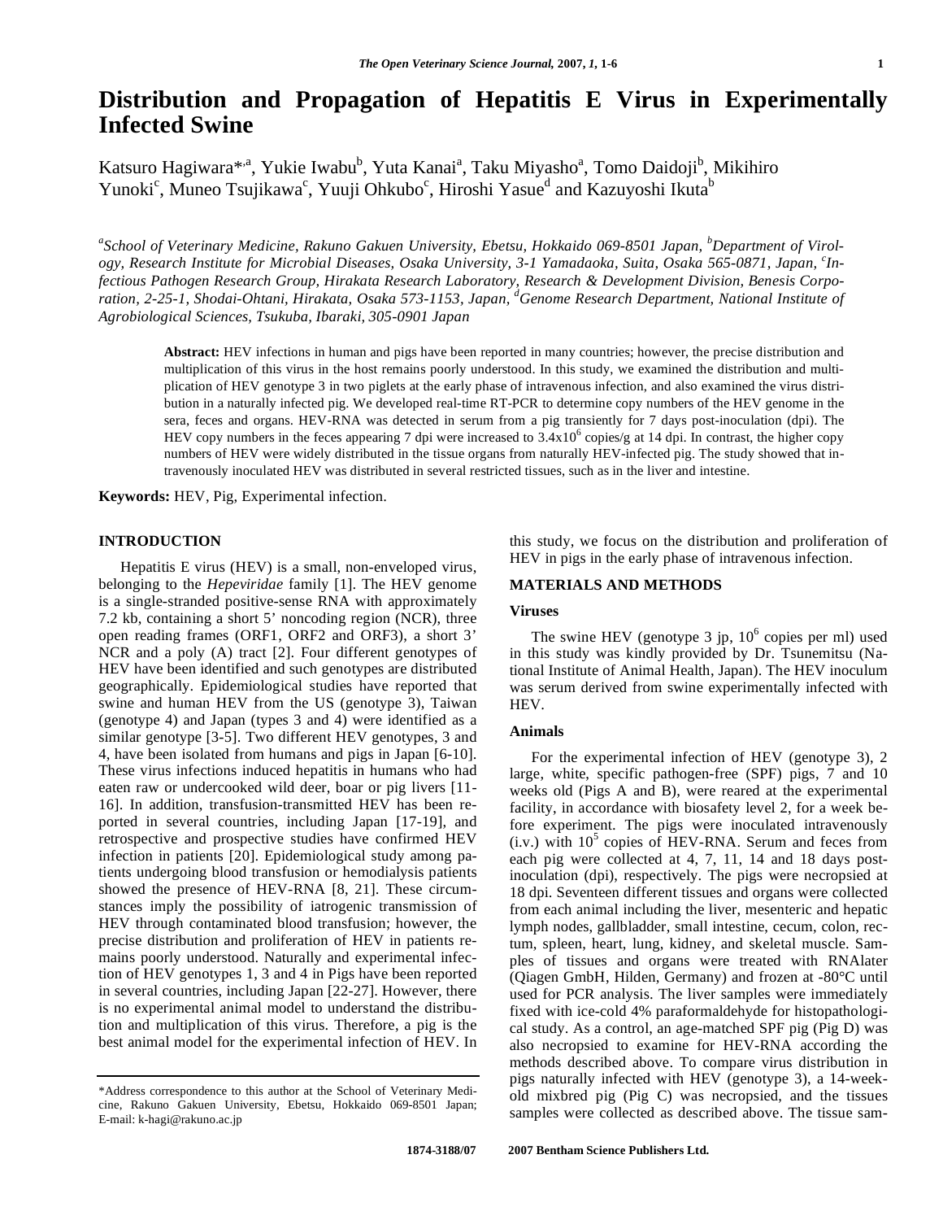# Distribution and Propagation of Hepatitis E Virus in Experimentally Infected Swine

Katsuro Hagiwara*[,a], Yukie Iwabu[b], Yuta Kanai[a], Taku Miyasho[a], Tomo Daidoji[b], Mikihiro Yunoki[c], Muneo Tsujikawa[c], Yuuji Ohkubo[c], Hiroshi Yasue[d] and Kazuyoshi Ikuta[b]

[a]*School of Veterinary Medicine, Rakuno Gakuen University, Ebetsu, Hokkaido 069-8501 Japan,* [b]*Department of Virology, Research Institute for Microbial Diseases, Osaka University, 3-1 Yamadaoka, Suita, Osaka 565-0871, Japan,* [c]*Infectious Pathogen Research Group, Hirakata Research Laboratory, Research & Development Division, Benesis Corporation, 2-25-1, Shodai-Ohtani, Hirakata, Osaka 573-1153, Japan,* [d]*Genome Research Department, National Institute of Agrobiological Sciences, Tsukuba, Ibaraki, 305-0901 Japan*

**Abstract:** HEV infections in human and pigs have been reported in many countries; however, the precise distribution and multiplication of this virus in the host remains poorly understood. In this study, we examined the distribution and multiplication of HEV genotype 3 in two piglets at the early phase of intravenous infection, and also examined the virus distribution in a naturally infected pig. We developed real-time RT-PCR to determine copy numbers of the HEV genome in the sera, feces and organs. HEV-RNA was detected in serum from a pig transiently for 7 days post-inoculation (dpi). The HEV copy numbers in the feces appearing 7 dpi were increased to $3.4\text{x}10^6$ copies/g at 14 dpi. In contrast, the higher copy numbers of HEV were widely distributed in the tissue organs from naturally HEV-infected pig. The study showed that intravenously inoculated HEV was distributed in several restricted tissues, such as in the liver and intestine.

**Keywords:** HEV, Pig, Experimental infection.

## INTRODUCTION

Hepatitis E virus (HEV) is a small, non-enveloped virus, belonging to the *Hepeviridae* family [1]. The HEV genome is a single-stranded positive-sense RNA with approximately 7.2 kb, containing a short 5' noncoding region (NCR), three open reading frames (ORF1, ORF2 and ORF3), a short 3' NCR and a poly (A) tract [2]. Four different genotypes of HEV have been identified and such genotypes are distributed geographically. Epidemiological studies have reported that swine and human HEV from the US (genotype 3), Taiwan (genotype 4) and Japan (types 3 and 4) were identified as a similar genotype [3-5]. Two different HEV genotypes, 3 and 4, have been isolated from humans and pigs in Japan [6-10]. These virus infections induced hepatitis in humans who had eaten raw or undercooked wild deer, boar or pig livers [11-16]. In addition, transfusion-transmitted HEV has been reported in several countries, including Japan [17-19], and retrospective and prospective studies have confirmed HEV infection in patients [20]. Epidemiological study among patients undergoing blood transfusion or hemodialysis patients showed the presence of HEV-RNA [8, 21]. These circumstances imply the possibility of iatrogenic transmission of HEV through contaminated blood transfusion; however, the precise distribution and proliferation of HEV in patients remains poorly understood. Naturally and experimental infection of HEV genotypes 1, 3 and 4 in Pigs have been reported in several countries, including Japan [22-27]. However, there is no experimental animal model to understand the distribution and multiplication of this virus. Therefore, a pig is the best animal model for the experimental infection of HEV. In this study, we focus on the distribution and proliferation of HEV in pigs in the early phase of intravenous infection.

## MATERIALS AND METHODS

### Viruses

The swine HEV (genotype 3 jp, $10^6$ copies per ml) used in this study was kindly provided by Dr. Tsunemitsu (National Institute of Animal Health, Japan). The HEV inoculum was serum derived from swine experimentally infected with HEV.

### Animals

For the experimental infection of HEV (genotype 3), 2 large, white, specific pathogen-free (SPF) pigs, 7 and 10 weeks old (Pigs A and B), were reared at the experimental facility, in accordance with biosafety level 2, for a week before experiment. The pigs were inoculated intravenously (i.v.) with $10^5$ copies of HEV-RNA. Serum and feces from each pig were collected at 4, 7, 11, 14 and 18 days post-inoculation (dpi), respectively. The pigs were necropsied at 18 dpi. Seventeen different tissues and organs were collected from each animal including the liver, mesenteric and hepatic lymph nodes, gallbladder, small intestine, cecum, colon, rectum, spleen, heart, lung, kidney, and skeletal muscle. Samples of tissues and organs were treated with RNAlater (Qiagen GmbH, Hilden, Germany) and frozen at -80°C until used for PCR analysis. The liver samples were immediately fixed with ice-cold 4% paraformaldehyde for histopathological study. As a control, an age-matched SPF pig (Pig D) was also necropsied to examine for HEV-RNA according the methods described above. To compare virus distribution in pigs naturally infected with HEV (genotype 3), a 14-week-old mixbred pig (Pig C) was necropsied, and the tissues samples were collected as described above. The tissue sam-

*Address correspondence to this author at the School of Veterinary Medicine, Rakuno Gakuen University, Ebetsu, Hokkaido 069-8501 Japan; E-mail: k-hagi@rakuno.ac.jp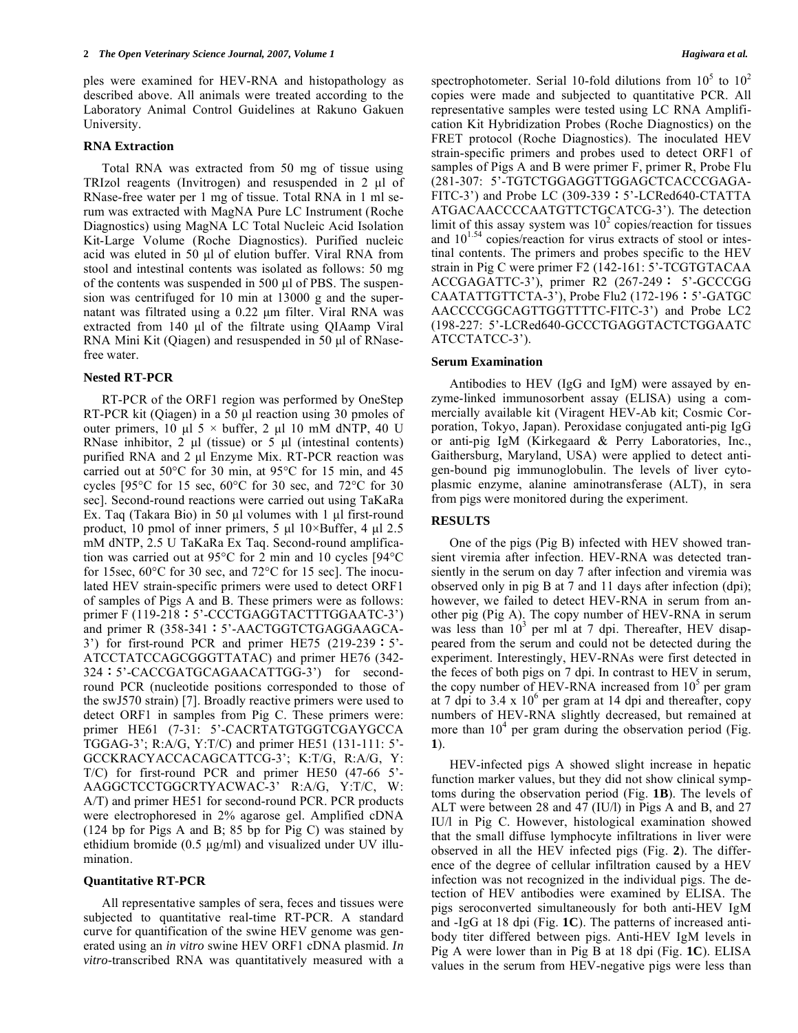ples were examined for HEV-RNA and histopathology as described above. All animals were treated according to the Laboratory Animal Control Guidelines at Rakuno Gakuen University.

### RNA Extraction

Total RNA was extracted from 50 mg of tissue using TRIzol reagents (Invitrogen) and resuspended in 2 µl of RNase-free water per 1 mg of tissue. Total RNA in 1 ml serum was extracted with MagNA Pure LC Instrument (Roche Diagnostics) using MagNA LC Total Nucleic Acid Isolation Kit-Large Volume (Roche Diagnostics). Purified nucleic acid was eluted in 50 µl of elution buffer. Viral RNA from stool and intestinal contents was isolated as follows: 50 mg of the contents was suspended in 500 µl of PBS. The suspension was centrifuged for 10 min at 13000 g and the supernatant was filtrated using a 0.22 µm filter. Viral RNA was extracted from 140 µl of the filtrate using QIAamp Viral RNA Mini Kit (Qiagen) and resuspended in 50 µl of RNase-free water.

### Nested RT-PCR

RT-PCR of the ORF1 region was performed by OneStep RT-PCR kit (Qiagen) in a 50 µl reaction using 30 pmoles of outer primers, 10 µl 5 × buffer, 2 µl 10 mM dNTP, 40 U RNase inhibitor, 2 µl (tissue) or 5 µl (intestinal contents) purified RNA and 2 µl Enzyme Mix. RT-PCR reaction was carried out at 50°C for 30 min, at 95°C for 15 min, and 45 cycles [95°C for 15 sec, 60°C for 30 sec, and 72°C for 30 sec]. Second-round reactions were carried out using TaKaRa Ex. Taq (Takara Bio) in 50 µl volumes with 1 µl first-round product, 10 pmol of inner primers, 5 µl 10×Buffer, 4 µl 2.5 mM dNTP, 2.5 U TaKaRa Ex Taq. Second-round amplification was carried out at 95°C for 2 min and 10 cycles [94°C for 15sec, 60°C for 30 sec, and 72°C for 15 sec]. The inoculated HEV strain-specific primers were used to detect ORF1 of samples of Pigs A and B. These primers were as follows: primer F (119-218：5'-CCCTGAGGTACTTTGGAATC-3') and primer R (358-341：5'-AACTGGTCTGAGGAAGCA-3') for first-round PCR and primer HE75 (219-239：5'-ATCCTATCCAGCGGGTTATAC) and primer HE76 (342-324：5'-CACCGATGCAGAACATTGG-3') for second-round PCR (nucleotide positions corresponded to those of the swJ570 strain) [7]. Broadly reactive primers were used to detect ORF1 in samples from Pig C. These primers were: primer HE61 (7-31: 5'-CACRTATGTGGTCGAYGCCA TGGAG-3'; R:A/G, Y:T/C) and primer HE51 (131-111: 5'-GCCKRACYACCACAGCATTCG-3'; K:T/G, R:A/G, Y: T/C) for first-round PCR and primer HE50 (47-66 5'-AAGGCTCCTGGCRTYACWAC-3' R:A/G, Y:T/C, W: A/T) and primer HE51 for second-round PCR. PCR products were electrophoresed in 2% agarose gel. Amplified cDNA (124 bp for Pigs A and B; 85 bp for Pig C) was stained by ethidium bromide (0.5 µg/ml) and visualized under UV illumination.

### Quantitative RT-PCR

All representative samples of sera, feces and tissues were subjected to quantitative real-time RT-PCR. A standard curve for quantification of the swine HEV genome was generated using an *in vitro* swine HEV ORF1 cDNA plasmid. *In vitro*-transcribed RNA was quantitatively measured with a spectrophotometer. Serial 10-fold dilutions from $10^5$ to $10^2$ copies were made and subjected to quantitative PCR. All representative samples were tested using LC RNA Amplification Kit Hybridization Probes (Roche Diagnostics) on the FRET protocol (Roche Diagnostics). The inoculated HEV strain-specific primers and probes used to detect ORF1 of samples of Pigs A and B were primer F, primer R, Probe Flu (281-307: 5'-TGTCTGGAGGTTGGAGCTCACCCGAGA-FITC-3') and Probe LC (309-339：5'-LCRed640-CTATTA ATGACAACCCCAATGTTCTGCATCG-3'). The detection limit of this assay system was $10^2$ copies/reaction for tissues and $10^{1.54}$ copies/reaction for virus extracts of stool or intestinal contents. The primers and probes specific to the HEV strain in Pig C were primer F2 (142-161: 5'-TCGTGTACAA ACCGAGATTC-3'), primer R2 (267-249： 5'-GCCCGG CAATATTGTTCTA-3'), Probe Flu2 (172-196：5'-GATGC AACCCCGGCAGTTGGTTTTC-FITC-3') and Probe LC2 (198-227: 5'-LCRed640-GCCCTGAGGTACTCTGGAATC ATCCTATCC-3').

### Serum Examination

Antibodies to HEV (IgG and IgM) were assayed by enzyme-linked immunosorbent assay (ELISA) using a commercially available kit (Viragent HEV-Ab kit; Cosmic Corporation, Tokyo, Japan). Peroxidase conjugated anti-pig IgG or anti-pig IgM (Kirkegaard & Perry Laboratories, Inc., Gaithersburg, Maryland, USA) were applied to detect antigen-bound pig immunoglobulin. The levels of liver cytoplasmic enzyme, alanine aminotransferase (ALT), in sera from pigs were monitored during the experiment.

## RESULTS

One of the pigs (Pig B) infected with HEV showed transient viremia after infection. HEV-RNA was detected transiently in the serum on day 7 after infection and viremia was observed only in pig B at 7 and 11 days after infection (dpi); however, we failed to detect HEV-RNA in serum from another pig (Pig A). The copy number of HEV-RNA in serum was less than $10^3$ per ml at 7 dpi. Thereafter, HEV disappeared from the serum and could not be detected during the experiment. Interestingly, HEV-RNAs were first detected in the feces of both pigs on 7 dpi. In contrast to HEV in serum, the copy number of HEV-RNA increased from $10^5$ per gram at 7 dpi to 3.4 x $10^6$ per gram at 14 dpi and thereafter, copy numbers of HEV-RNA slightly decreased, but remained at more than $10^4$ per gram during the observation period (Fig. **1**).

HEV-infected pigs A showed slight increase in hepatic function marker values, but they did not show clinical symptoms during the observation period (Fig. **1B**). The levels of ALT were between 28 and 47 (IU/l) in Pigs A and B, and 27 IU/l in Pig C. However, histological examination showed that the small diffuse lymphocyte infiltrations in liver were observed in all the HEV infected pigs (Fig. **2**). The difference of the degree of cellular infiltration caused by a HEV infection was not recognized in the individual pigs. The detection of HEV antibodies were examined by ELISA. The pigs seroconverted simultaneously for both anti-HEV IgM and -IgG at 18 dpi (Fig. **1C**). The patterns of increased antibody titer differed between pigs. Anti-HEV IgM levels in Pig A were lower than in Pig B at 18 dpi (Fig. **1C**). ELISA values in the serum from HEV-negative pigs were less than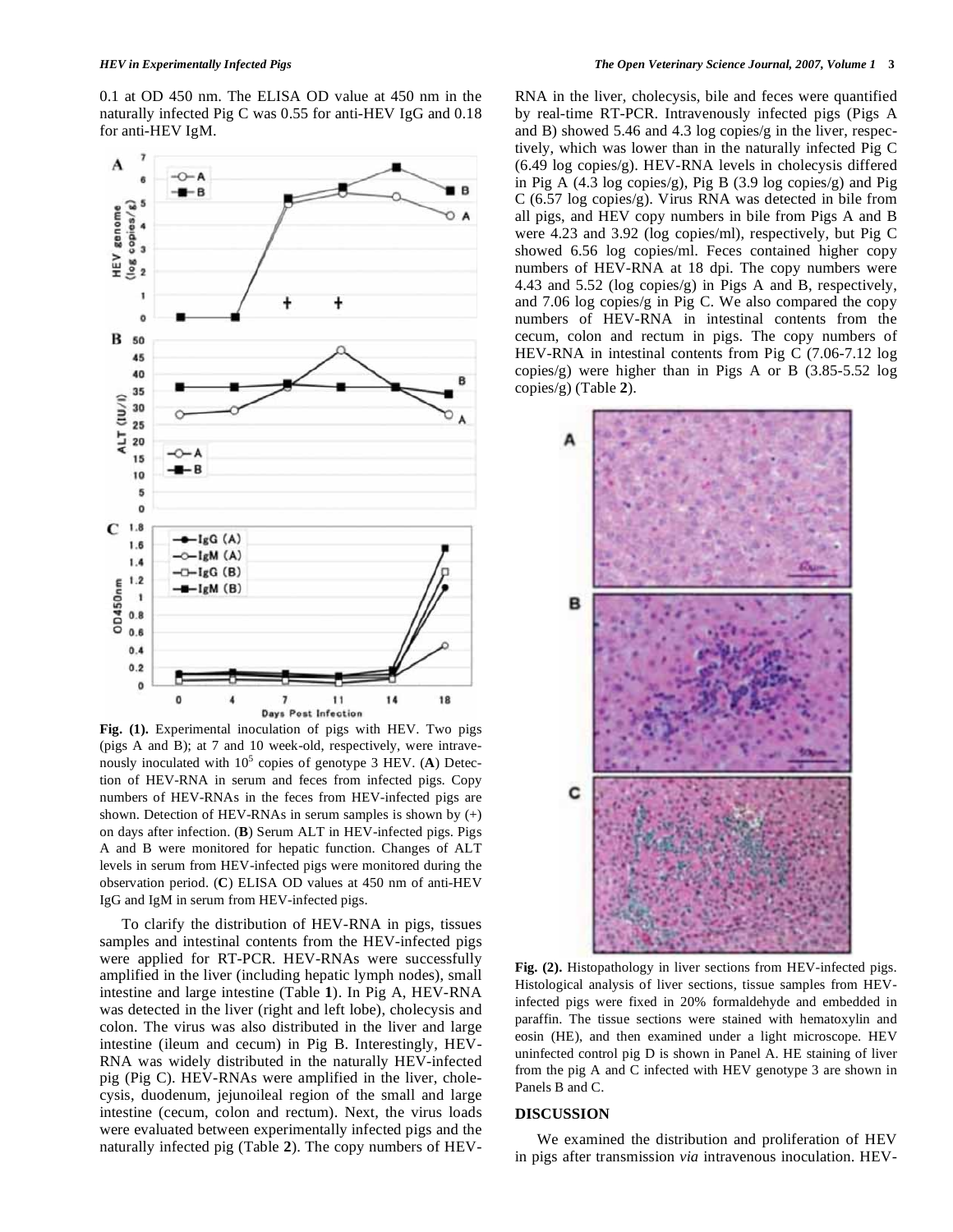0.1 at OD 450 nm. The ELISA OD value at 450 nm in the naturally infected Pig C was 0.55 for anti-HEV IgG and 0.18 for anti-HEV IgM.

**Fig. (1).** Experimental inoculation of pigs with HEV. Two pigs (pigs A and B); at 7 and 10 week-old, respectively, were intravenously inoculated with $10^5$ copies of genotype 3 HEV. (**A**) Detection of HEV-RNA in serum and feces from infected pigs. Copy numbers of HEV-RNAs in the feces from HEV-infected pigs are shown. Detection of HEV-RNAs in serum samples is shown by (+) on days after infection. (**B**) Serum ALT in HEV-infected pigs. Pigs A and B were monitored for hepatic function. Changes of ALT levels in serum from HEV-infected pigs were monitored during the observation period. (**C**) ELISA OD values at 450 nm of anti-HEV IgG and IgM in serum from HEV-infected pigs.

To clarify the distribution of HEV-RNA in pigs, tissues samples and intestinal contents from the HEV-infected pigs were applied for RT-PCR. HEV-RNAs were successfully amplified in the liver (including hepatic lymph nodes), small intestine and large intestine (Table **1**). In Pig A, HEV-RNA was detected in the liver (right and left lobe), cholecysis and colon. The virus was also distributed in the liver and large intestine (ileum and cecum) in Pig B. Interestingly, HEV-RNA was widely distributed in the naturally HEV-infected pig (Pig C). HEV-RNAs were amplified in the liver, cholecysis, duodenum, jejunoileal region of the small and large intestine (cecum, colon and rectum). Next, the virus loads were evaluated between experimentally infected pigs and the naturally infected pig (Table **2**). The copy numbers of HEV-RNA in the liver, cholecysis, bile and feces were quantified by real-time RT-PCR. Intravenously infected pigs (Pigs A and B) showed 5.46 and 4.3 log copies/g in the liver, respectively, which was lower than in the naturally infected Pig C (6.49 log copies/g). HEV-RNA levels in cholecysis differed in Pig A (4.3 log copies/g), Pig B (3.9 log copies/g) and Pig C (6.57 log copies/g). Virus RNA was detected in bile from all pigs, and HEV copy numbers in bile from Pigs A and B were 4.23 and 3.92 (log copies/ml), respectively, but Pig C showed 6.56 log copies/ml. Feces contained higher copy numbers of HEV-RNA at 18 dpi. The copy numbers were 4.43 and 5.52 (log copies/g) in Pigs A and B, respectively, and 7.06 log copies/g in Pig C. We also compared the copy numbers of HEV-RNA in intestinal contents from the cecum, colon and rectum in pigs. The copy numbers of HEV-RNA in intestinal contents from Pig C (7.06-7.12 log copies/g) were higher than in Pigs A or B (3.85-5.52 log copies/g) (Table **2**).

**Fig. (2).** Histopathology in liver sections from HEV-infected pigs. Histological analysis of liver sections, tissue samples from HEV-infected pigs were fixed in 20% formaldehyde and embedded in paraffin. The tissue sections were stained with hematoxylin and eosin (HE), and then examined under a light microscope. HEV uninfected control pig D is shown in Panel A. HE staining of liver from the pig A and C infected with HEV genotype 3 are shown in Panels B and C.

## DISCUSSION

We examined the distribution and proliferation of HEV in pigs after transmission *via* intravenous inoculation. HEV-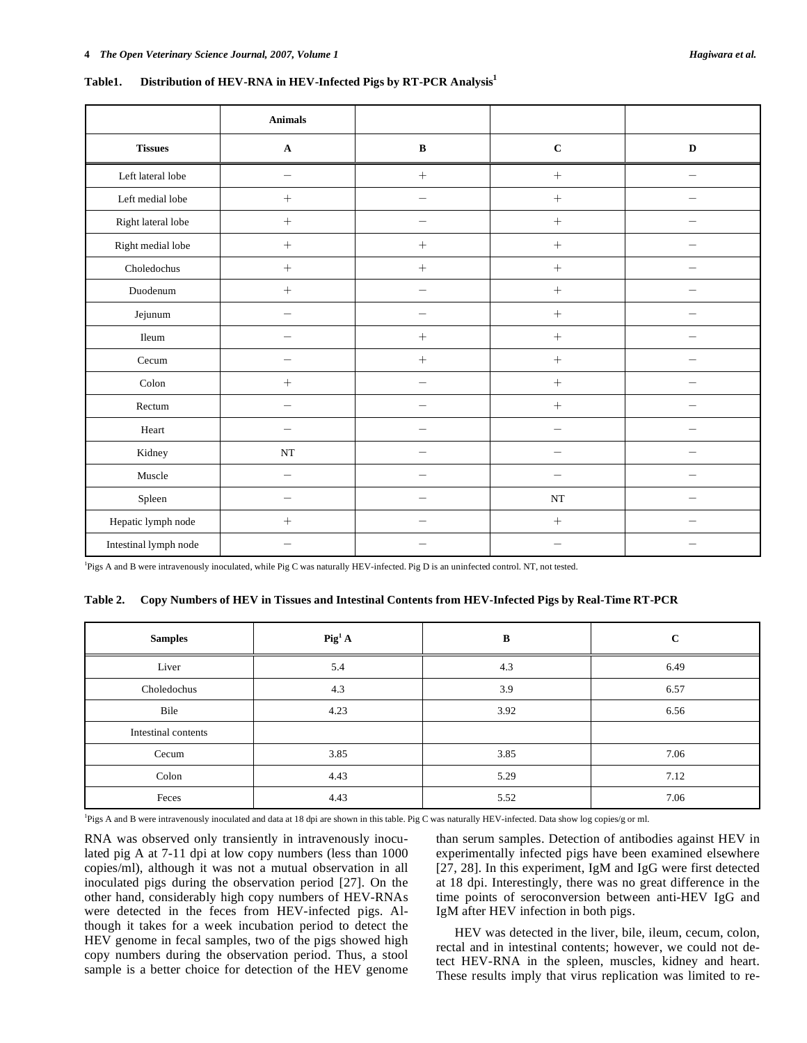**Table1. Distribution of HEV-RNA in HEV-Infected Pigs by RT-PCR Analysis[1]**

| | Animals | | | |
|---|---|---|---|---|
| **Tissues** | **A** | **B** | **C** | **D** |
| Left lateral lobe | − | + | + | − |
| Left medial lobe | + | − | + | − |
| Right lateral lobe | + | − | + | − |
| Right medial lobe | + | + | + | − |
| Choledochus | + | + | + | − |
| Duodenum | + | − | + | − |
| Jejunum | − | − | + | − |
| Ileum | − | + | + | − |
| Cecum | − | + | + | − |
| Colon | + | − | + | − |
| Rectum | − | − | + | − |
| Heart | − | − | − | − |
| Kidney | NT | − | − | − |
| Muscle | − | − | − | − |
| Spleen | − | − | NT | − |
| Hepatic lymph node | + | − | + | − |
| Intestinal lymph node | − | − | − | − |

[1]Pigs A and B were intravenously inoculated, while Pig C was naturally HEV-infected. Pig D is an uninfected control. NT, not tested.

**Table 2. Copy Numbers of HEV in Tissues and Intestinal Contents from HEV-Infected Pigs by Real-Time RT-PCR**

| Samples | Pig[1] A | B | C |
|---|---|---|---|
| Liver | 5.4 | 4.3 | 6.49 |
| Choledochus | 4.3 | 3.9 | 6.57 |
| Bile | 4.23 | 3.92 | 6.56 |
| Intestinal contents | | | |
| Cecum | 3.85 | 3.85 | 7.06 |
| Colon | 4.43 | 5.29 | 7.12 |
| Feces | 4.43 | 5.52 | 7.06 |

[1]Pigs A and B were intravenously inoculated and data at 18 dpi are shown in this table. Pig C was naturally HEV-infected. Data show log copies/g or ml.

RNA was observed only transiently in intravenously inoculated pig A at 7-11 dpi at low copy numbers (less than 1000 copies/ml), although it was not a mutual observation in all inoculated pigs during the observation period [27]. On the other hand, considerably high copy numbers of HEV-RNAs were detected in the feces from HEV-infected pigs. Although it takes for a week incubation period to detect the HEV genome in fecal samples, two of the pigs showed high copy numbers during the observation period. Thus, a stool sample is a better choice for detection of the HEV genome than serum samples. Detection of antibodies against HEV in experimentally infected pigs have been examined elsewhere [27, 28]. In this experiment, IgM and IgG were first detected at 18 dpi. Interestingly, there was no great difference in the time points of seroconversion between anti-HEV IgG and IgM after HEV infection in both pigs.

HEV was detected in the liver, bile, ileum, cecum, colon, rectal and in intestinal contents; however, we could not detect HEV-RNA in the spleen, muscles, kidney and heart. These results imply that virus replication was limited to re-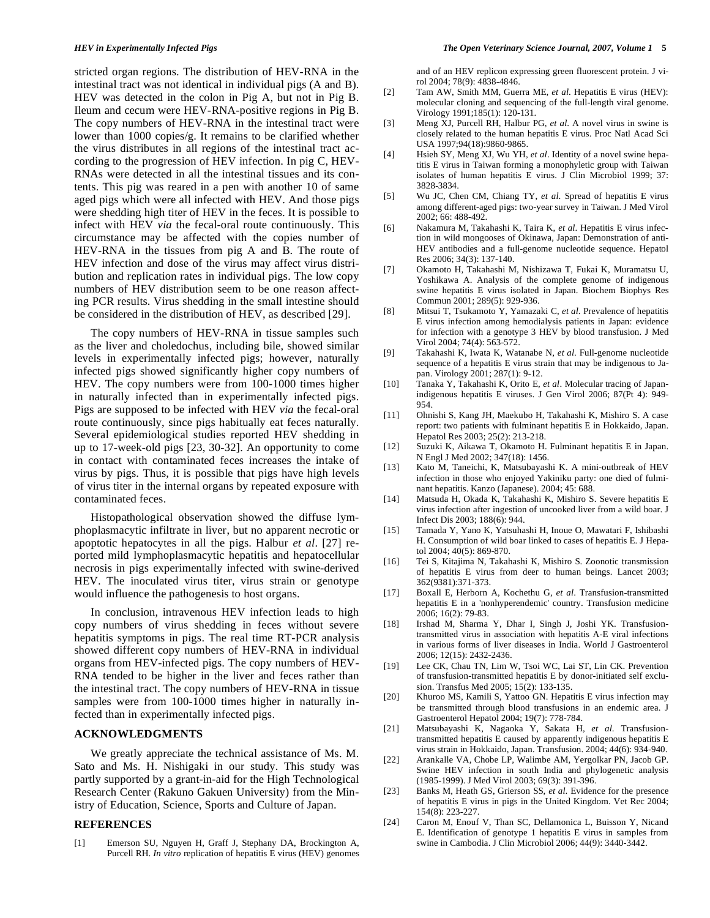stricted organ regions. The distribution of HEV-RNA in the intestinal tract was not identical in individual pigs (A and B). HEV was detected in the colon in Pig A, but not in Pig B. Ileum and cecum were HEV-RNA-positive regions in Pig B. The copy numbers of HEV-RNA in the intestinal tract were lower than 1000 copies/g. It remains to be clarified whether the virus distributes in all regions of the intestinal tract according to the progression of HEV infection. In pig C, HEV-RNAs were detected in all the intestinal tissues and its contents. This pig was reared in a pen with another 10 of same aged pigs which were all infected with HEV. And those pigs were shedding high titer of HEV in the feces. It is possible to infect with HEV *via* the fecal-oral route continuously. This circumstance may be affected with the copies number of HEV-RNA in the tissues from pig A and B. The route of HEV infection and dose of the virus may affect virus distribution and replication rates in individual pigs. The low copy numbers of HEV distribution seem to be one reason affecting PCR results. Virus shedding in the small intestine should be considered in the distribution of HEV, as described [29].

The copy numbers of HEV-RNA in tissue samples such as the liver and choledochus, including bile, showed similar levels in experimentally infected pigs; however, naturally infected pigs showed significantly higher copy numbers of HEV. The copy numbers were from 100-1000 times higher in naturally infected than in experimentally infected pigs. Pigs are supposed to be infected with HEV *via* the fecal-oral route continuously, since pigs habitually eat feces naturally. Several epidemiological studies reported HEV shedding in up to 17-week-old pigs [23, 30-32]. An opportunity to come in contact with contaminated feces increases the intake of virus by pigs. Thus, it is possible that pigs have high levels of virus titer in the internal organs by repeated exposure with contaminated feces.

Histopathological observation showed the diffuse lymphoplasmacytic infiltrate in liver, but no apparent necrotic or apoptotic hepatocytes in all the pigs. Halbur *et al*. [27] reported mild lymphoplasmacytic hepatitis and hepatocellular necrosis in pigs experimentally infected with swine-derived HEV. The inoculated virus titer, virus strain or genotype would influence the pathogenesis to host organs.

In conclusion, intravenous HEV infection leads to high copy numbers of virus shedding in feces without severe hepatitis symptoms in pigs. The real time RT-PCR analysis showed different copy numbers of HEV-RNA in individual organs from HEV-infected pigs. The copy numbers of HEV-RNA tended to be higher in the liver and feces rather than the intestinal tract. The copy numbers of HEV-RNA in tissue samples were from 100-1000 times higher in naturally infected than in experimentally infected pigs.

## ACKNOWLEDGMENTS

We greatly appreciate the technical assistance of Ms. M. Sato and Ms. H. Nishigaki in our study. This study was partly supported by a grant-in-aid for the High Technological Research Center (Rakuno Gakuen University) from the Ministry of Education, Science, Sports and Culture of Japan.

## REFERENCES

[1] Emerson SU, Nguyen H, Graff J, Stephany DA, Brockington A, Purcell RH. *In vitro* replication of hepatitis E virus (HEV) genomes and of an HEV replicon expressing green fluorescent protein. J virol 2004; 78(9): 4838-4846.

[2] Tam AW, Smith MM, Guerra ME, *et al.* Hepatitis E virus (HEV): molecular cloning and sequencing of the full-length viral genome. Virology 1991;185(1): 120-131.

[3] Meng XJ, Purcell RH, Halbur PG, *et al.* A novel virus in swine is closely related to the human hepatitis E virus. Proc Natl Acad Sci USA 1997;94(18):9860-9865.

[4] Hsieh SY, Meng XJ, Wu YH, *et al*. Identity of a novel swine hepatitis E virus in Taiwan forming a monophyletic group with Taiwan isolates of human hepatitis E virus. J Clin Microbiol 1999; 37: 3828-3834.

[5] Wu JC, Chen CM, Chiang TY, *et al.* Spread of hepatitis E virus among different-aged pigs: two-year survey in Taiwan. J Med Virol 2002; 66: 488-492.

[6] Nakamura M, Takahashi K, Taira K, *et al.* Hepatitis E virus infection in wild mongooses of Okinawa, Japan: Demonstration of anti-HEV antibodies and a full-genome nucleotide sequence. Hepatol Res 2006; 34(3): 137-140.

[7] Okamoto H, Takahashi M, Nishizawa T, Fukai K, Muramatsu U, Yoshikawa A. Analysis of the complete genome of indigenous swine hepatitis E virus isolated in Japan. Biochem Biophys Res Commun 2001; 289(5): 929-936.

[8] Mitsui T, Tsukamoto Y, Yamazaki C, *et al.* Prevalence of hepatitis E virus infection among hemodialysis patients in Japan: evidence for infection with a genotype 3 HEV by blood transfusion. J Med Virol 2004; 74(4): 563-572.

[9] Takahashi K, Iwata K, Watanabe N, *et al.* Full-genome nucleotide sequence of a hepatitis E virus strain that may be indigenous to Japan. Virology 2001; 287(1): 9-12.

[10] Tanaka Y, Takahashi K, Orito E, *et al*. Molecular tracing of Japan-indigenous hepatitis E viruses. J Gen Virol 2006; 87(Pt 4): 949-954.

[11] Ohnishi S, Kang JH, Maekubo H, Takahashi K, Mishiro S. A case report: two patients with fulminant hepatitis E in Hokkaido, Japan. Hepatol Res 2003; 25(2): 213-218.

[12] Suzuki K, Aikawa T, Okamoto H. Fulminant hepatitis E in Japan. N Engl J Med 2002; 347(18): 1456.

[13] Kato M, Taneichi, K, Matsubayashi K. A mini-outbreak of HEV infection in those who enjoyed Yakiniku party: one died of fulminant hepatitis. Kanzo (Japanese). 2004; 45: 688.

[14] Matsuda H, Okada K, Takahashi K, Mishiro S. Severe hepatitis E virus infection after ingestion of uncooked liver from a wild boar. J Infect Dis 2003; 188(6): 944.

[15] Tamada Y, Yano K, Yatsuhashi H, Inoue O, Mawatari F, Ishibashi H. Consumption of wild boar linked to cases of hepatitis E. J Hepatol 2004; 40(5): 869-870.

[16] Tei S, Kitajima N, Takahashi K, Mishiro S. Zoonotic transmission of hepatitis E virus from deer to human beings. Lancet 2003; 362(9381):371-373.

[17] Boxall E, Herborn A, Kochethu G, *et al.* Transfusion-transmitted hepatitis E in a 'nonhyperendemic' country. Transfusion medicine 2006; 16(2): 79-83.

[18] Irshad M, Sharma Y, Dhar I, Singh J, Joshi YK. Transfusion-transmitted virus in association with hepatitis A-E viral infections in various forms of liver diseases in India. World J Gastroenterol 2006; 12(15): 2432-2436.

[19] Lee CK, Chau TN, Lim W, Tsoi WC, Lai ST, Lin CK. Prevention of transfusion-transmitted hepatitis E by donor-initiated self exclusion. Transfus Med 2005; 15(2): 133-135.

[20] Khuroo MS, Kamili S, Yattoo GN. Hepatitis E virus infection may be transmitted through blood transfusions in an endemic area. J Gastroenterol Hepatol 2004; 19(7): 778-784.

[21] Matsubayashi K, Nagaoka Y, Sakata H, *et al.* Transfusion-transmitted hepatitis E caused by apparently indigenous hepatitis E virus strain in Hokkaido, Japan. Transfusion. 2004; 44(6): 934-940.

[22] Arankalle VA, Chobe LP, Walimbe AM, Yergolkar PN, Jacob GP. Swine HEV infection in south India and phylogenetic analysis (1985-1999). J Med Virol 2003; 69(3): 391-396.

[23] Banks M, Heath GS, Grierson SS, *et al.* Evidence for the presence of hepatitis E virus in pigs in the United Kingdom. Vet Rec 2004; 154(8): 223-227.

[24] Caron M, Enouf V, Than SC, Dellamonica L, Buisson Y, Nicand E. Identification of genotype 1 hepatitis E virus in samples from swine in Cambodia. J Clin Microbiol 2006; 44(9): 3440-3442.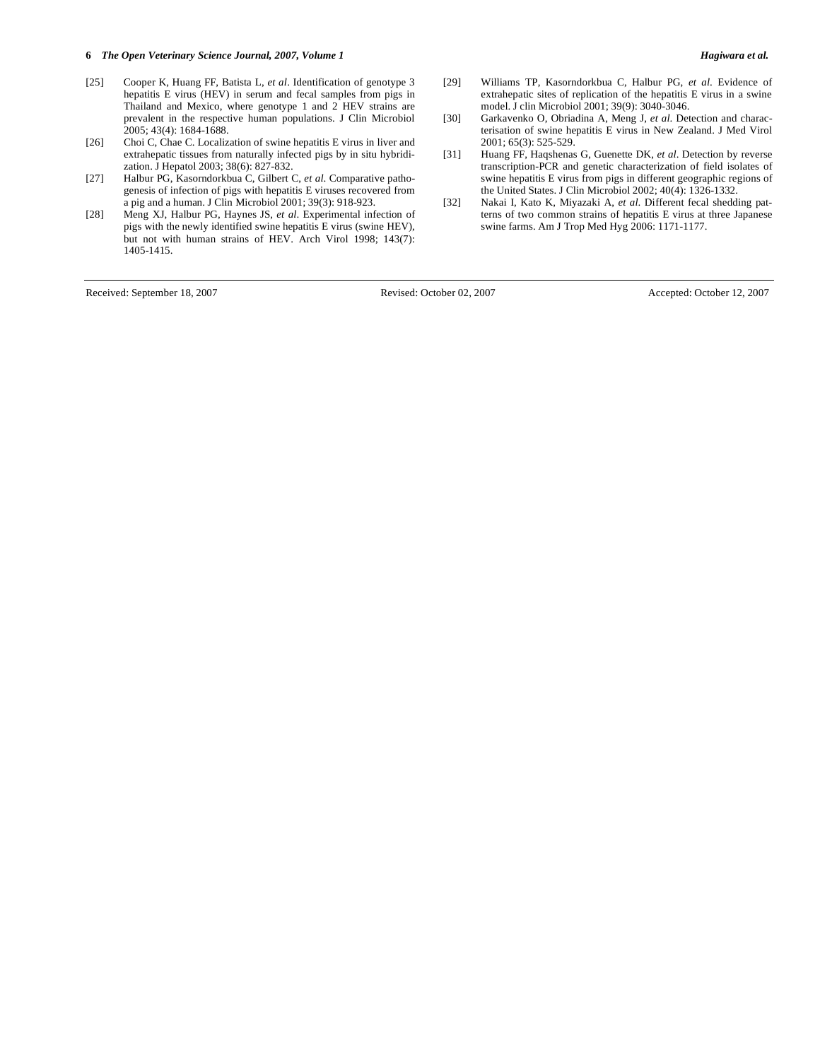[25] Cooper K, Huang FF, Batista L, *et al*. Identification of genotype 3 hepatitis E virus (HEV) in serum and fecal samples from pigs in Thailand and Mexico, where genotype 1 and 2 HEV strains are prevalent in the respective human populations. J Clin Microbiol 2005; 43(4): 1684-1688.

[26] Choi C, Chae C. Localization of swine hepatitis E virus in liver and extrahepatic tissues from naturally infected pigs by in situ hybridization. J Hepatol 2003; 38(6): 827-832.

[27] Halbur PG, Kasorndorkbua C, Gilbert C, *et al*. Comparative pathogenesis of infection of pigs with hepatitis E viruses recovered from a pig and a human. J Clin Microbiol 2001; 39(3): 918-923.

[28] Meng XJ, Halbur PG, Haynes JS, *et al*. Experimental infection of pigs with the newly identified swine hepatitis E virus (swine HEV), but not with human strains of HEV. Arch Virol 1998; 143(7): 1405-1415.

[29] Williams TP, Kasorndorkbua C, Halbur PG, *et al*. Evidence of extrahepatic sites of replication of the hepatitis E virus in a swine model. J clin Microbiol 2001; 39(9): 3040-3046.

[30] Garkavenko O, Obriadina A, Meng J, *et al*. Detection and characterisation of swine hepatitis E virus in New Zealand. J Med Virol 2001; 65(3): 525-529.

[31] Huang FF, Haqshenas G, Guenette DK, *et al*. Detection by reverse transcription-PCR and genetic characterization of field isolates of swine hepatitis E virus from pigs in different geographic regions of the United States. J Clin Microbiol 2002; 40(4): 1326-1332.

[32] Nakai I, Kato K, Miyazaki A, *et al*. Different fecal shedding patterns of two common strains of hepatitis E virus at three Japanese swine farms. Am J Trop Med Hyg 2006: 1171-1177.

---

Received: September 18, 2007 Revised: October 02, 2007 Accepted: October 12, 2007